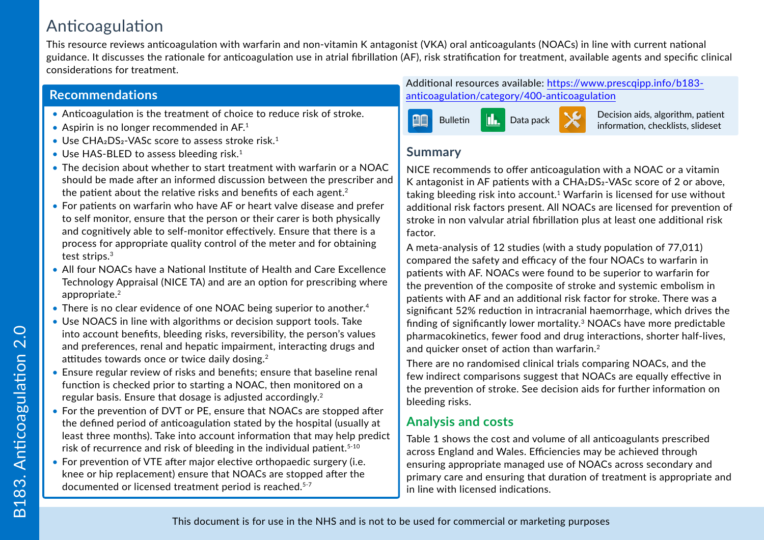# Anticoagulation

This resource reviews anticoagulation with warfarin and non-vitamin K antagonist (VKA) oral anticoagulants (NOACs) in line with current national guidance. It discusses the rationale for anticoagulation use in atrial fibrillation (AF), risk stratification for treatment, available agents and specific clinical considerations for treatment.

## Recommendations

- Anticoagulation is the treatment of choice to reduce risk of stroke.
- Aspirin is no longer recommended in AF.[1]
- Use $CHA_2DS_2$-VASc score to assess stroke risk.[1]
- Use HAS-BLED to assess bleeding risk.[1]
- The decision about whether to start treatment with warfarin or a NOAC should be made after an informed discussion between the prescriber and the patient about the relative risks and benefits of each agent.[2]
- For patients on warfarin who have AF or heart valve disease and prefer to self monitor, ensure that the person or their carer is both physically and cognitively able to self-monitor effectively. Ensure that there is a process for appropriate quality control of the meter and for obtaining test strips.[3]
- All four NOACs have a National Institute of Health and Care Excellence Technology Appraisal (NICE TA) and are an option for prescribing where appropriate.[2]
- There is no clear evidence of one NOAC being superior to another.[4]
- Use NOACS in line with algorithms or decision support tools. Take into account benefits, bleeding risks, reversibility, the person's values and preferences, renal and hepatic impairment, interacting drugs and attitudes towards once or twice daily dosing.[2]
- Ensure regular review of risks and benefits; ensure that baseline renal function is checked prior to starting a NOAC, then monitored on a regular basis. Ensure that dosage is adjusted accordingly.[2]
- For the prevention of DVT or PE, ensure that NOACs are stopped after the defined period of anticoagulation stated by the hospital (usually at least three months). Take into account information that may help predict risk of recurrence and risk of bleeding in the individual patient.[5-10]
- For prevention of VTE after major elective orthopaedic surgery (i.e. knee or hip replacement) ensure that NOACs are stopped after the documented or licensed treatment period is reached.[5-7]

Additional resources available: https://www.prescqipp.info/b183-anticoagulation/category/400-anticoagulation

Bulletin | Data pack | Decision aids, algorithm, patient information, checklists, slideset

## Summary

NICE recommends to offer anticoagulation with a NOAC or a vitamin K antagonist in AF patients with a $CHA_2DS_2$-VASc score of 2 or above, taking bleeding risk into account.[1] Warfarin is licensed for use without additional risk factors present. All NOACs are licensed for prevention of stroke in non valvular atrial fibrillation plus at least one additional risk factor.

A meta-analysis of 12 studies (with a study population of 77,011) compared the safety and efficacy of the four NOACs to warfarin in patients with AF. NOACs were found to be superior to warfarin for the prevention of the composite of stroke and systemic embolism in patients with AF and an additional risk factor for stroke. There was a significant 52% reduction in intracranial haemorrhage, which drives the finding of significantly lower mortality.[3] NOACs have more predictable pharmacokinetics, fewer food and drug interactions, shorter half-lives, and quicker onset of action than warfarin.[2]

There are no randomised clinical trials comparing NOACs, and the few indirect comparisons suggest that NOACs are equally effective in the prevention of stroke. See decision aids for further information on bleeding risks.

## Analysis and costs

Table 1 shows the cost and volume of all anticoagulants prescribed across England and Wales. Efficiencies may be achieved through ensuring appropriate managed use of NOACs across secondary and primary care and ensuring that duration of treatment is appropriate and in line with licensed indications.

This document is for use in the NHS and is not to be used for commercial or marketing purposes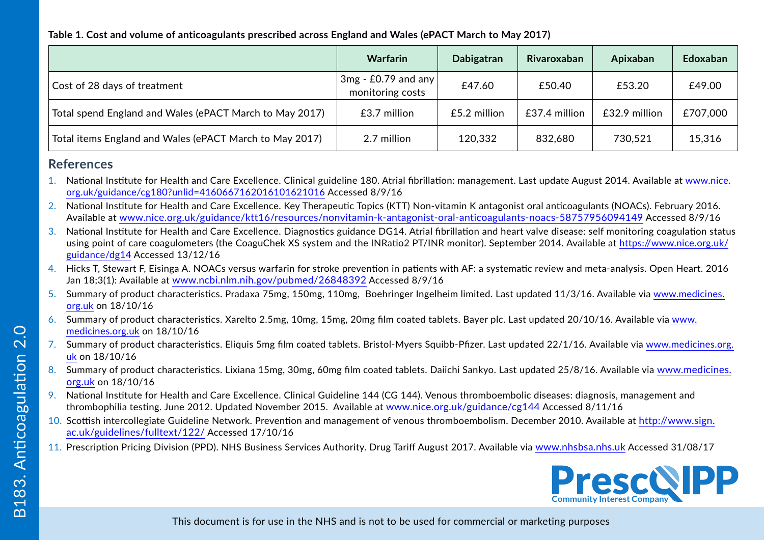**Table 1. Cost and volume of anticoagulants prescribed across England and Wales (ePACT March to May 2017)**

| | Warfarin | Dabigatran | Rivaroxaban | Apixaban | Edoxaban |
|---|---|---|---|---|---|
| Cost of 28 days of treatment | 3mg - £0.79 and any monitoring costs | £47.60 | £50.40 | £53.20 | £49.00 |
| Total spend England and Wales (ePACT March to May 2017) | £3.7 million | £5.2 million | £37.4 million | £32.9 million | £707,000 |
| Total items England and Wales (ePACT March to May 2017) | 2.7 million | 120,332 | 832,680 | 730,521 | 15,316 |

## References

1. National Institute for Health and Care Excellence. Clinical guideline 180. Atrial fibrillation: management. Last update August 2014. Available at www.nice.org.uk/guidance/cg180?unlid=4160667162016101621016 Accessed 8/9/16
2. National Institute for Health and Care Excellence. Key Therapeutic Topics (KTT) Non-vitamin K antagonist oral anticoagulants (NOACs). February 2016. Available at www.nice.org.uk/guidance/ktt16/resources/nonvitamin-k-antagonist-oral-anticoagulants-noacs-58757956094149 Accessed 8/9/16
3. National Institute for Health and Care Excellence. Diagnostics guidance DG14. Atrial fibrillation and heart valve disease: self monitoring coagulation status using point of care coagulometers (the CoaguChek XS system and the INRatio2 PT/INR monitor). September 2014. Available at https://www.nice.org.uk/guidance/dg14 Accessed 13/12/16
4. Hicks T, Stewart F, Eisinga A. NOACs versus warfarin for stroke prevention in patients with AF: a systematic review and meta-analysis. Open Heart. 2016 Jan 18;3(1): Available at www.ncbi.nlm.nih.gov/pubmed/26848392 Accessed 8/9/16
5. Summary of product characteristics. Pradaxa 75mg, 150mg, 110mg, Boehringer Ingelheim limited. Last updated 11/3/16. Available via www.medicines.org.uk on 18/10/16
6. Summary of product characteristics. Xarelto 2.5mg, 10mg, 15mg, 20mg film coated tablets. Bayer plc. Last updated 20/10/16. Available via www.medicines.org.uk on 18/10/16
7. Summary of product characteristics. Eliquis 5mg film coated tablets. Bristol-Myers Squibb-Pfizer. Last updated 22/1/16. Available via www.medicines.org.uk on 18/10/16
8. Summary of product characteristics. Lixiana 15mg, 30mg, 60mg film coated tablets. Daiichi Sankyo. Last updated 25/8/16. Available via www.medicines.org.uk on 18/10/16
9. National Institute for Health and Care Excellence. Clinical Guideline 144 (CG 144). Venous thromboembolic diseases: diagnosis, management and thrombophilia testing. June 2012. Updated November 2015. Available at www.nice.org.uk/guidance/cg144 Accessed 8/11/16
10. Scottish intercollegiate Guideline Network. Prevention and management of venous thromboembolism. December 2010. Available at http://www.sign.ac.uk/guidelines/fulltext/122/ Accessed 17/10/16
11. Prescription Pricing Division (PPD). NHS Business Services Authority. Drug Tariff August 2017. Available via www.nhsbsa.nhs.uk Accessed 31/08/17

PrescQIPP Community Interest Company

This document is for use in the NHS and is not to be used for commercial or marketing purposes